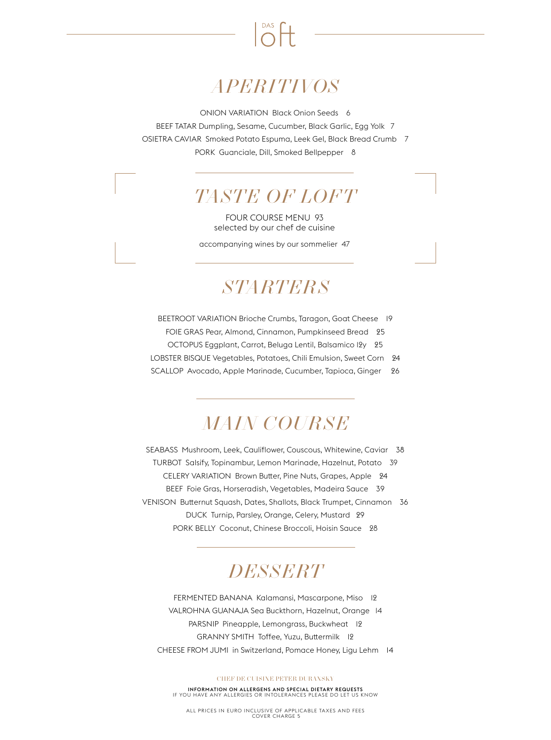DAS loft

# APERITIVOS

ONION VARIATION Black Onion Seeds 6

BEEF TATAR Dumpling, Sesame, Cucumber, Black Garlic, Egg Yolk 7

OSIETRA CAVIAR Smoked Potato Espuma, Leek Gel, Black Bread Crumb 7

PORK Guanciale, Dill, Smoked Bellpepper 8

# TASTE OF LOFT

FOUR COURSE MENU 93
selected by our chef de cuisine

accompanying wines by our sommelier 47

# STARTERS

BEETROOT VARIATION Brioche Crumbs, Taragon, Goat Cheese 19

FOIE GRAS Pear, Almond, Cinnamon, Pumpkinseed Bread 25

OCTOPUS Eggplant, Carrot, Beluga Lentil, Balsamico 12y 25

LOBSTER BISQUE Vegetables, Potatoes, Chili Emulsion, Sweet Corn 24

SCALLOP Avocado, Apple Marinade, Cucumber, Tapioca, Ginger 26

# MAIN COURSE

SEABASS Mushroom, Leek, Cauliflower, Couscous, Whitewine, Caviar 38

TURBOT Salsify, Topinambur, Lemon Marinade, Hazelnut, Potato 39

CELERY VARIATION Brown Butter, Pine Nuts, Grapes, Apple 24

BEEF Foie Gras, Horseradish, Vegetables, Madeira Sauce 39

VENISON Butternut Squash, Dates, Shallots, Black Trumpet, Cinnamon 36

DUCK Turnip, Parsley, Orange, Celery, Mustard 29

PORK BELLY Coconut, Chinese Broccoli, Hoisin Sauce 28

# DESSERT

FERMENTED BANANA Kalamansi, Mascarpone, Miso 12

VALROHNA GUANAJA Sea Buckthorn, Hazelnut, Orange 14

PARSNIP Pineapple, Lemongrass, Buckwheat 12

GRANNY SMITH Toffee, Yuzu, Buttermilk 12

CHEESE FROM JUMI in Switzerland, Pomace Honey, Ligu Lehm 14

CHEF DE CUISINE PETER DURANSKY

**INFORMATION ON ALLERGENS AND SPECIAL DIETARY REQUESTS**
IF YOU HAVE ANY ALLERGIES OR INTOLERANCES PLEASE DO LET US KNOW

ALL PRICES IN EURO INCLUSIVE OF APPLICABLE TAXES AND FEES
COVER CHARGE 5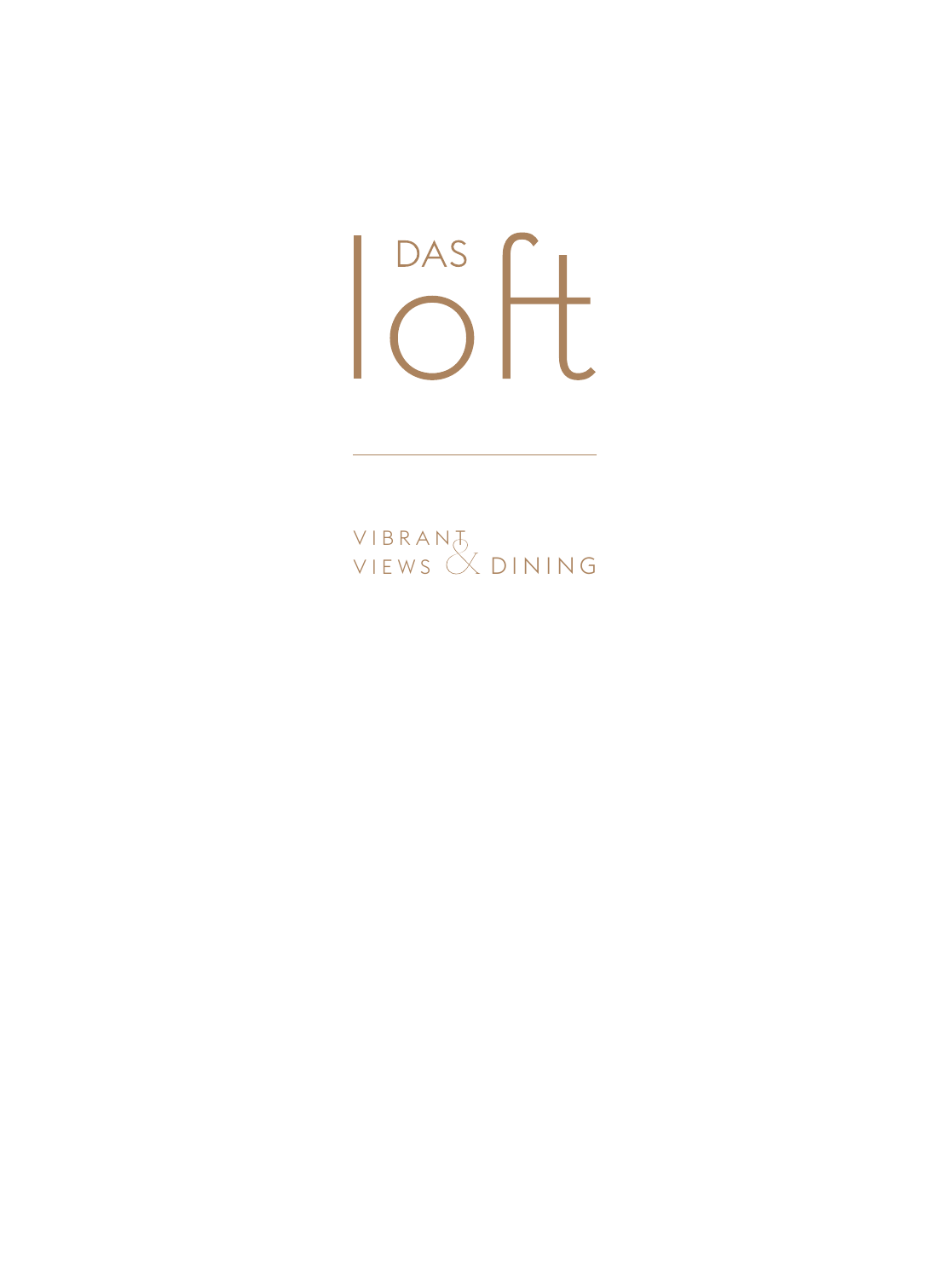# DAS loft

---

VIBRANT VIEWS & DINING